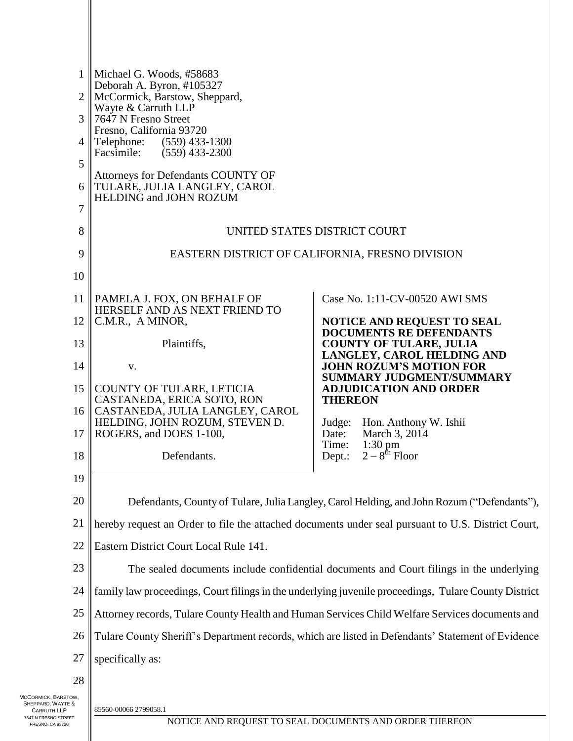Michael G. Woods, #58683
Deborah A. Byron, #105327
McCormick, Barstow, Sheppard,
Wayte & Carruth LLP
7647 N Fresno Street
Fresno, California 93720
Telephone: (559) 433-1300
Facsimile: (559) 433-2300

Attorneys for Defendants COUNTY OF TULARE, JULIA LANGLEY, CAROL HELDING and JOHN ROZUM

UNITED STATES DISTRICT COURT

EASTERN DISTRICT OF CALIFORNIA, FRESNO DIVISION

PAMELA J. FOX, ON BEHALF OF HERSELF AND AS NEXT FRIEND TO C.M.R., A MINOR,

Plaintiffs,

v.

COUNTY OF TULARE, LETICIA CASTANEDA, ERICA SOTO, RON CASTANEDA, JULIA LANGLEY, CAROL HELDING, JOHN ROZUM, STEVEN D. ROGERS, and DOES 1-100,

Defendants.

Case No. 1:11-CV-00520 AWI SMS

**NOTICE AND REQUEST TO SEAL DOCUMENTS RE DEFENDANTS COUNTY OF TULARE, JULIA LANGLEY, CAROL HELDING AND JOHN ROZUM'S MOTION FOR SUMMARY JUDGMENT/SUMMARY ADJUDICATION AND ORDER THEREON**

Judge: Hon. Anthony W. Ishii
Date: March 3, 2014
Time: 1:30 pm
Dept.: 2 – 8th Floor

Defendants, County of Tulare, Julia Langley, Carol Helding, and John Rozum ("Defendants"), hereby request an Order to file the attached documents under seal pursuant to U.S. District Court, Eastern District Court Local Rule 141.

The sealed documents include confidential documents and Court filings in the underlying family law proceedings, Court filings in the underlying juvenile proceedings, Tulare County District Attorney records, Tulare County Health and Human Services Child Welfare Services documents and Tulare County Sheriff's Department records, which are listed in Defendants' Statement of Evidence specifically as: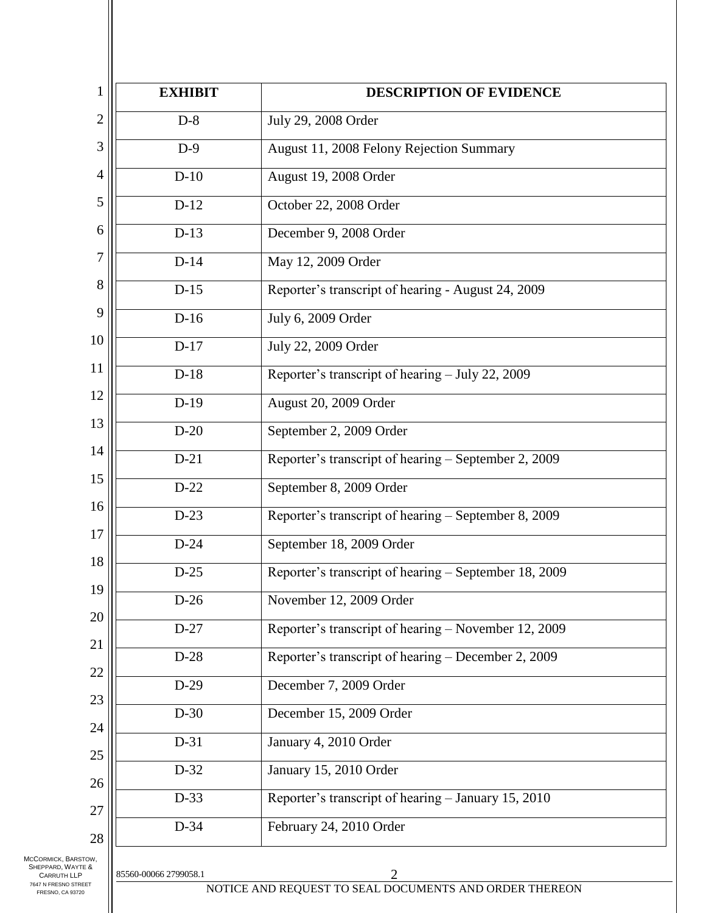| EXHIBIT | DESCRIPTION OF EVIDENCE |
|---|---|
| D-8 | July 29, 2008 Order |
| D-9 | August 11, 2008 Felony Rejection Summary |
| D-10 | August 19, 2008 Order |
| D-12 | October 22, 2008 Order |
| D-13 | December 9, 2008 Order |
| D-14 | May 12, 2009 Order |
| D-15 | Reporter's transcript of hearing - August 24, 2009 |
| D-16 | July 6, 2009 Order |
| D-17 | July 22, 2009 Order |
| D-18 | Reporter's transcript of hearing – July 22, 2009 |
| D-19 | August 20, 2009 Order |
| D-20 | September 2, 2009 Order |
| D-21 | Reporter's transcript of hearing – September 2, 2009 |
| D-22 | September 8, 2009 Order |
| D-23 | Reporter's transcript of hearing – September 8, 2009 |
| D-24 | September 18, 2009 Order |
| D-25 | Reporter's transcript of hearing – September 18, 2009 |
| D-26 | November 12, 2009 Order |
| D-27 | Reporter's transcript of hearing – November 12, 2009 |
| D-28 | Reporter's transcript of hearing – December 2, 2009 |
| D-29 | December 7, 2009 Order |
| D-30 | December 15, 2009 Order |
| D-31 | January 4, 2010 Order |
| D-32 | January 15, 2010 Order |
| D-33 | Reporter's transcript of hearing – January 15, 2010 |
| D-34 | February 24, 2010 Order |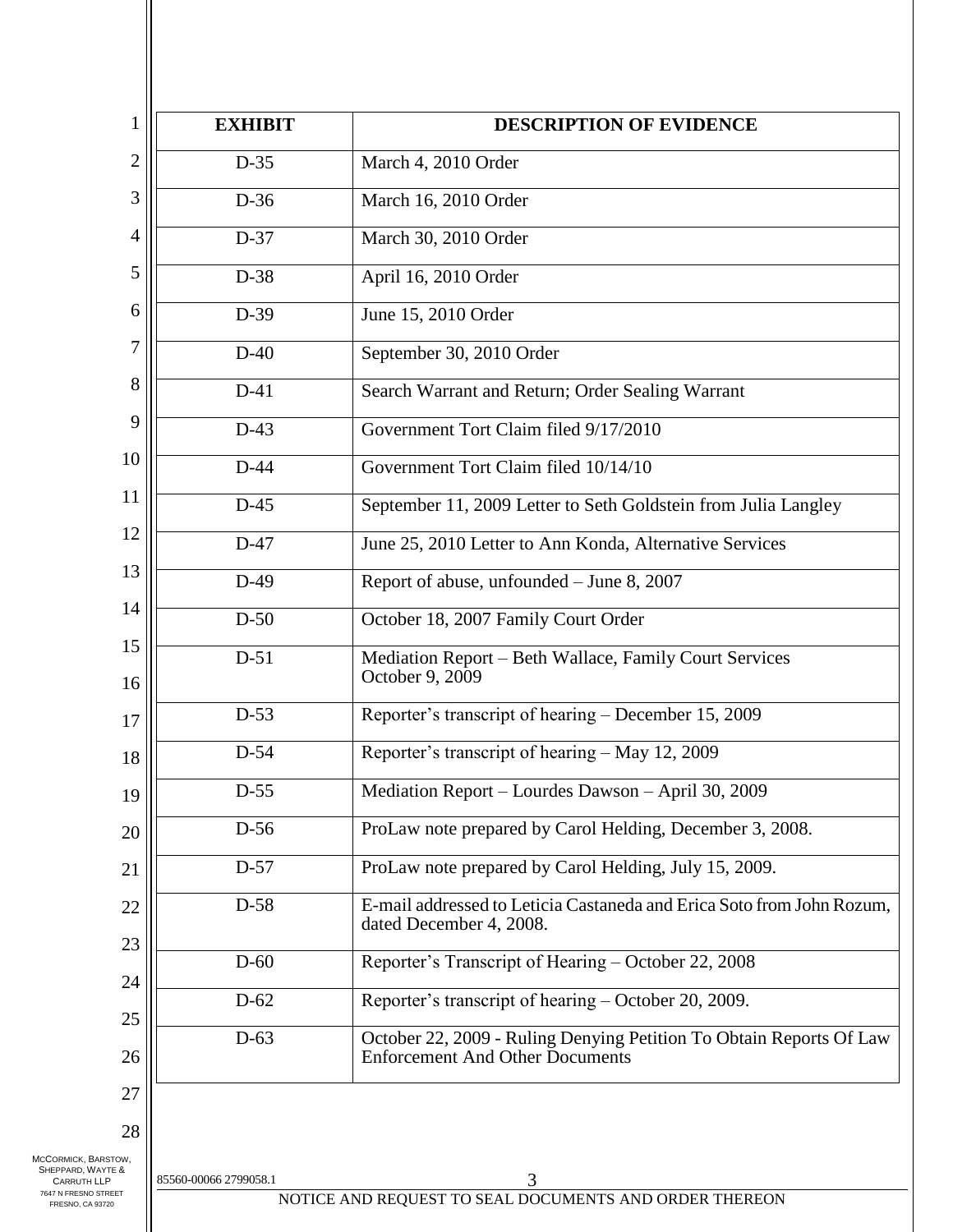| EXHIBIT | DESCRIPTION OF EVIDENCE |
|---|---|
| D-35 | March 4, 2010 Order |
| D-36 | March 16, 2010 Order |
| D-37 | March 30, 2010 Order |
| D-38 | April 16, 2010 Order |
| D-39 | June 15, 2010 Order |
| D-40 | September 30, 2010 Order |
| D-41 | Search Warrant and Return; Order Sealing Warrant |
| D-43 | Government Tort Claim filed 9/17/2010 |
| D-44 | Government Tort Claim filed 10/14/10 |
| D-45 | September 11, 2009 Letter to Seth Goldstein from Julia Langley |
| D-47 | June 25, 2010 Letter to Ann Konda, Alternative Services |
| D-49 | Report of abuse, unfounded – June 8, 2007 |
| D-50 | October 18, 2007 Family Court Order |
| D-51 | Mediation Report – Beth Wallace, Family Court Services October 9, 2009 |
| D-53 | Reporter's transcript of hearing – December 15, 2009 |
| D-54 | Reporter's transcript of hearing – May 12, 2009 |
| D-55 | Mediation Report – Lourdes Dawson – April 30, 2009 |
| D-56 | ProLaw note prepared by Carol Helding, December 3, 2008. |
| D-57 | ProLaw note prepared by Carol Helding, July 15, 2009. |
| D-58 | E-mail addressed to Leticia Castaneda and Erica Soto from John Rozum, dated December 4, 2008. |
| D-60 | Reporter's Transcript of Hearing – October 22, 2008 |
| D-62 | Reporter's transcript of hearing – October 20, 2009. |
| D-63 | October 22, 2009 - Ruling Denying Petition To Obtain Reports Of Law Enforcement And Other Documents |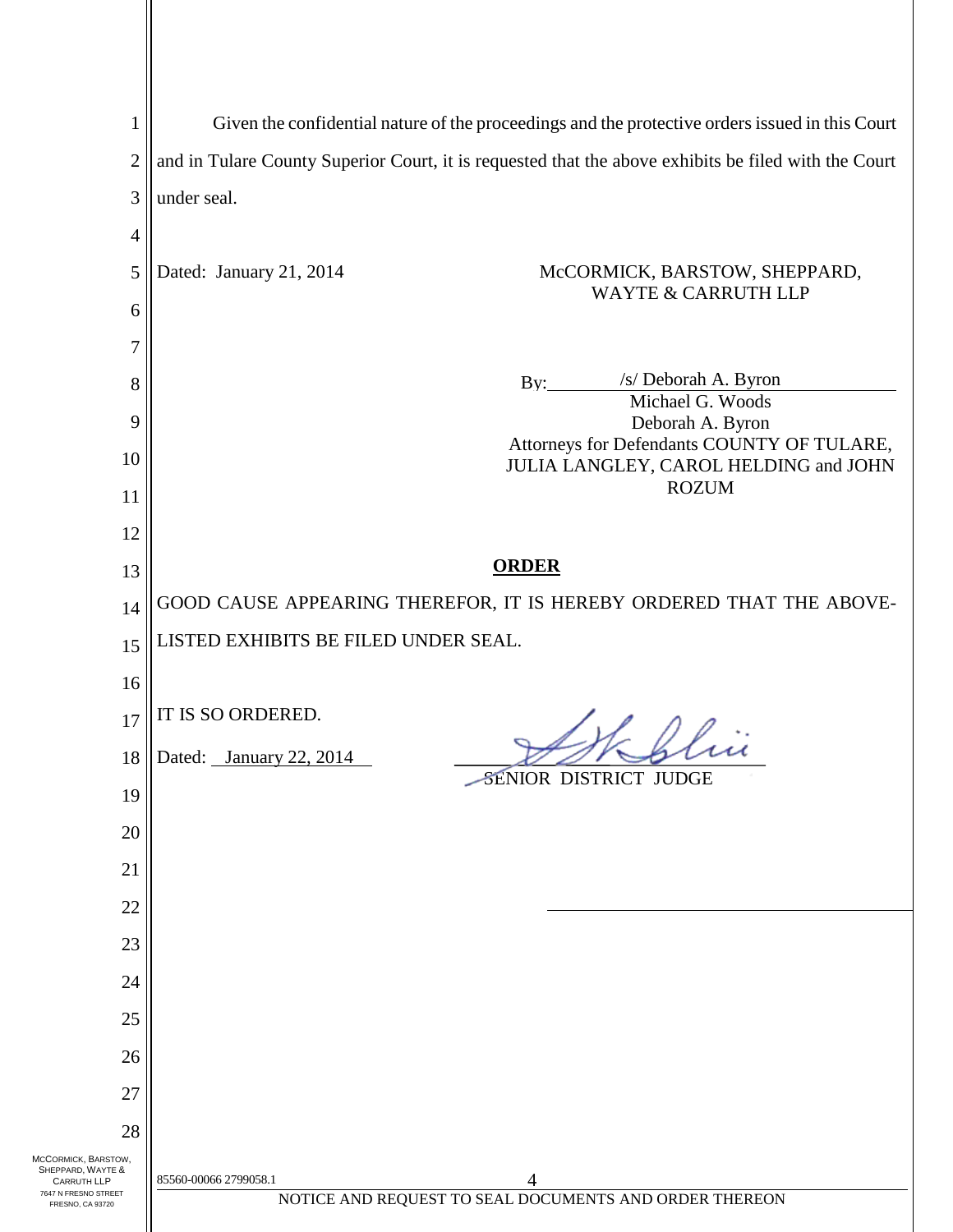Given the confidential nature of the proceedings and the protective orders issued in this Court and in Tulare County Superior Court, it is requested that the above exhibits be filed with the Court under seal.

Dated: January 21, 2014

McCORMICK, BARSTOW, SHEPPARD, WAYTE & CARRUTH LLP

By: /s/ Deborah A. Byron
Michael G. Woods
Deborah A. Byron
Attorneys for Defendants COUNTY OF TULARE, JULIA LANGLEY, CAROL HELDING and JOHN ROZUM

**ORDER**

GOOD CAUSE APPEARING THEREFOR, IT IS HEREBY ORDERED THAT THE ABOVE-LISTED EXHIBITS BE FILED UNDER SEAL.

IT IS SO ORDERED.

Dated: January 22, 2014

SENIOR DISTRICT JUDGE

85560-00066 2799058.1

NOTICE AND REQUEST TO SEAL DOCUMENTS AND ORDER THEREON